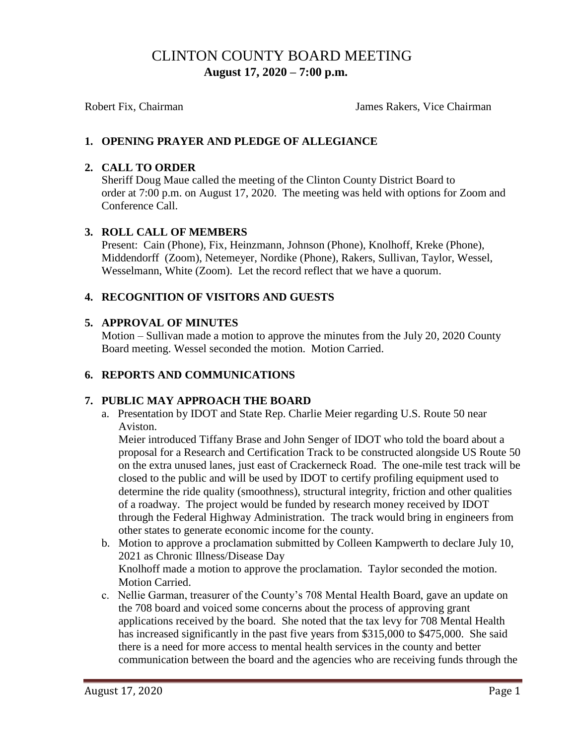# CLINTON COUNTY BOARD MEETING

## August 17, 2020 – 7:00 p.m.

Robert Fix, Chairman James Rakers, Vice Chairman

**1. OPENING PRAYER AND PLEDGE OF ALLEGIANCE**

**2. CALL TO ORDER**

Sheriff Doug Maue called the meeting of the Clinton County District Board to order at 7:00 p.m. on August 17, 2020. The meeting was held with options for Zoom and Conference Call.

**3. ROLL CALL OF MEMBERS**

Present: Cain (Phone), Fix, Heinzmann, Johnson (Phone), Knolhoff, Kreke (Phone), Middendorff (Zoom), Netemeyer, Nordike (Phone), Rakers, Sullivan, Taylor, Wessel, Wesselmann, White (Zoom). Let the record reflect that we have a quorum.

**4. RECOGNITION OF VISITORS AND GUESTS**

**5. APPROVAL OF MINUTES**

Motion – Sullivan made a motion to approve the minutes from the July 20, 2020 County Board meeting. Wessel seconded the motion. Motion Carried.

**6. REPORTS AND COMMUNICATIONS**

**7. PUBLIC MAY APPROACH THE BOARD**

a. Presentation by IDOT and State Rep. Charlie Meier regarding U.S. Route 50 near Aviston.

Meier introduced Tiffany Brase and John Senger of IDOT who told the board about a proposal for a Research and Certification Track to be constructed alongside US Route 50 on the extra unused lanes, just east of Crackerneck Road. The one-mile test track will be closed to the public and will be used by IDOT to certify profiling equipment used to determine the ride quality (smoothness), structural integrity, friction and other qualities of a roadway. The project would be funded by research money received by IDOT through the Federal Highway Administration. The track would bring in engineers from other states to generate economic income for the county.

b. Motion to approve a proclamation submitted by Colleen Kampwerth to declare July 10, 2021 as Chronic Illness/Disease Day

Knolhoff made a motion to approve the proclamation. Taylor seconded the motion. Motion Carried.

c. Nellie Garman, treasurer of the County's 708 Mental Health Board, gave an update on the 708 board and voiced some concerns about the process of approving grant applications received by the board. She noted that the tax levy for 708 Mental Health has increased significantly in the past five years from \$315,000 to \$475,000. She said there is a need for more access to mental health services in the county and better communication between the board and the agencies who are receiving funds through the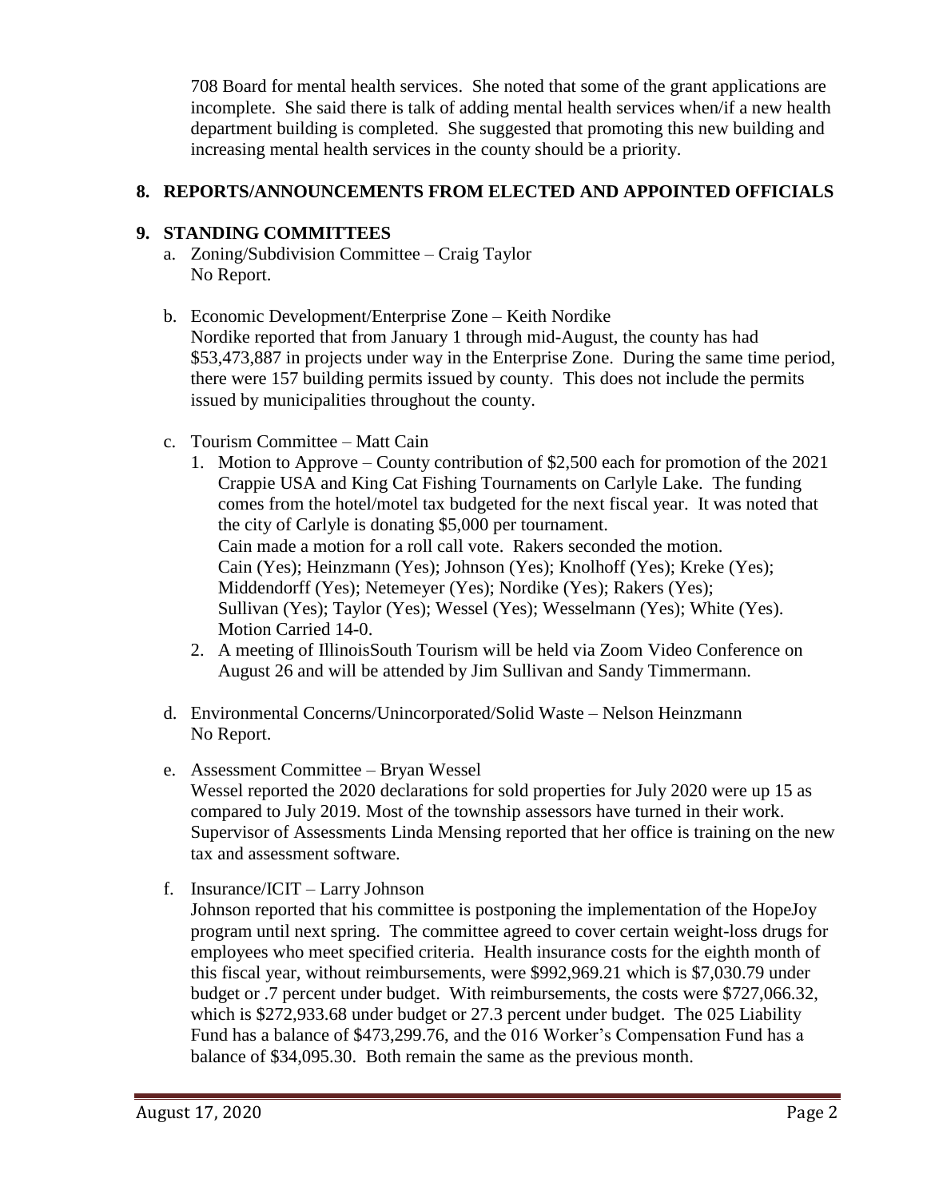708 Board for mental health services. She noted that some of the grant applications are incomplete. She said there is talk of adding mental health services when/if a new health department building is completed. She suggested that promoting this new building and increasing mental health services in the county should be a priority.

## 8. REPORTS/ANNOUNCEMENTS FROM ELECTED AND APPOINTED OFFICIALS

## 9. STANDING COMMITTEES

a. Zoning/Subdivision Committee – Craig Taylor
   No Report.

b. Economic Development/Enterprise Zone – Keith Nordike
   Nordike reported that from January 1 through mid-August, the county has had $53,473,887 in projects under way in the Enterprise Zone. During the same time period, there were 157 building permits issued by county. This does not include the permits issued by municipalities throughout the county.

c. Tourism Committee – Matt Cain
   1. Motion to Approve – County contribution of $2,500 each for promotion of the 2021 Crappie USA and King Cat Fishing Tournaments on Carlyle Lake. The funding comes from the hotel/motel tax budgeted for the next fiscal year. It was noted that the city of Carlyle is donating $5,000 per tournament.
      Cain made a motion for a roll call vote. Rakers seconded the motion.
      Cain (Yes); Heinzmann (Yes); Johnson (Yes); Knolhoff (Yes); Kreke (Yes); Middendorff (Yes); Netemeyer (Yes); Nordike (Yes); Rakers (Yes); Sullivan (Yes); Taylor (Yes); Wessel (Yes); Wesselmann (Yes); White (Yes).
      Motion Carried 14-0.
   2. A meeting of IllinoisSouth Tourism will be held via Zoom Video Conference on August 26 and will be attended by Jim Sullivan and Sandy Timmermann.

d. Environmental Concerns/Unincorporated/Solid Waste – Nelson Heinzmann
   No Report.

e. Assessment Committee – Bryan Wessel
   Wessel reported the 2020 declarations for sold properties for July 2020 were up 15 as compared to July 2019. Most of the township assessors have turned in their work. Supervisor of Assessments Linda Mensing reported that her office is training on the new tax and assessment software.

f. Insurance/ICIT – Larry Johnson
   Johnson reported that his committee is postponing the implementation of the HopeJoy program until next spring. The committee agreed to cover certain weight-loss drugs for employees who meet specified criteria. Health insurance costs for the eighth month of this fiscal year, without reimbursements, were $992,969.21 which is $7,030.79 under budget or .7 percent under budget. With reimbursements, the costs were $727,066.32, which is $272,933.68 under budget or 27.3 percent under budget. The 025 Liability Fund has a balance of $473,299.76, and the 016 Worker's Compensation Fund has a balance of $34,095.30. Both remain the same as the previous month.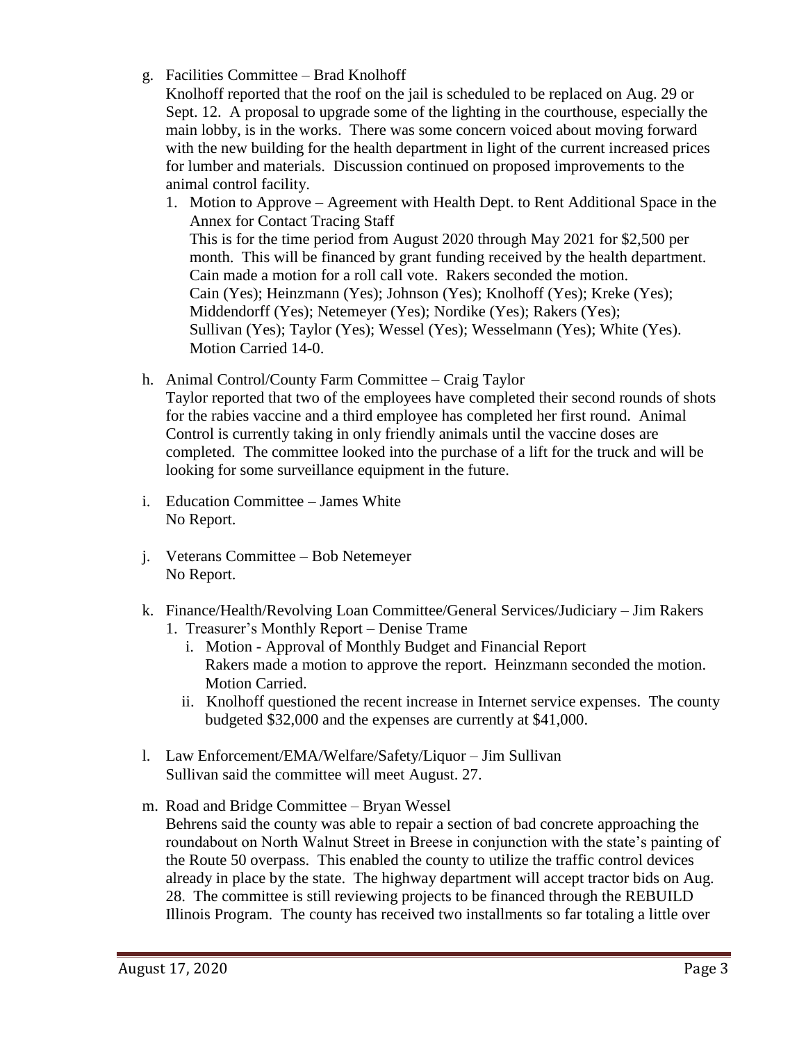g. Facilities Committee – Brad Knolhoff

   Knolhoff reported that the roof on the jail is scheduled to be replaced on Aug. 29 or Sept. 12. A proposal to upgrade some of the lighting in the courthouse, especially the main lobby, is in the works. There was some concern voiced about moving forward with the new building for the health department in light of the current increased prices for lumber and materials. Discussion continued on proposed improvements to the animal control facility.

   1. Motion to Approve – Agreement with Health Dept. to Rent Additional Space in the Annex for Contact Tracing Staff

      This is for the time period from August 2020 through May 2021 for $2,500 per month. This will be financed by grant funding received by the health department. Cain made a motion for a roll call vote. Rakers seconded the motion.
      Cain (Yes); Heinzmann (Yes); Johnson (Yes); Knolhoff (Yes); Kreke (Yes); Middendorff (Yes); Netemeyer (Yes); Nordike (Yes); Rakers (Yes); Sullivan (Yes); Taylor (Yes); Wessel (Yes); Wesselmann (Yes); White (Yes).
      Motion Carried 14-0.

h. Animal Control/County Farm Committee – Craig Taylor

   Taylor reported that two of the employees have completed their second rounds of shots for the rabies vaccine and a third employee has completed her first round. Animal Control is currently taking in only friendly animals until the vaccine doses are completed. The committee looked into the purchase of a lift for the truck and will be looking for some surveillance equipment in the future.

i. Education Committee – James White

   No Report.

j. Veterans Committee – Bob Netemeyer

   No Report.

k. Finance/Health/Revolving Loan Committee/General Services/Judiciary – Jim Rakers

   1. Treasurer's Monthly Report – Denise Trame

      i. Motion - Approval of Monthly Budget and Financial Report

         Rakers made a motion to approve the report. Heinzmann seconded the motion. Motion Carried.

      ii. Knolhoff questioned the recent increase in Internet service expenses. The county budgeted $32,000 and the expenses are currently at $41,000.

l. Law Enforcement/EMA/Welfare/Safety/Liquor – Jim Sullivan

   Sullivan said the committee will meet August. 27.

m. Road and Bridge Committee – Bryan Wessel

   Behrens said the county was able to repair a section of bad concrete approaching the roundabout on North Walnut Street in Breese in conjunction with the state's painting of the Route 50 overpass. This enabled the county to utilize the traffic control devices already in place by the state. The highway department will accept tractor bids on Aug. 28. The committee is still reviewing projects to be financed through the REBUILD Illinois Program. The county has received two installments so far totaling a little over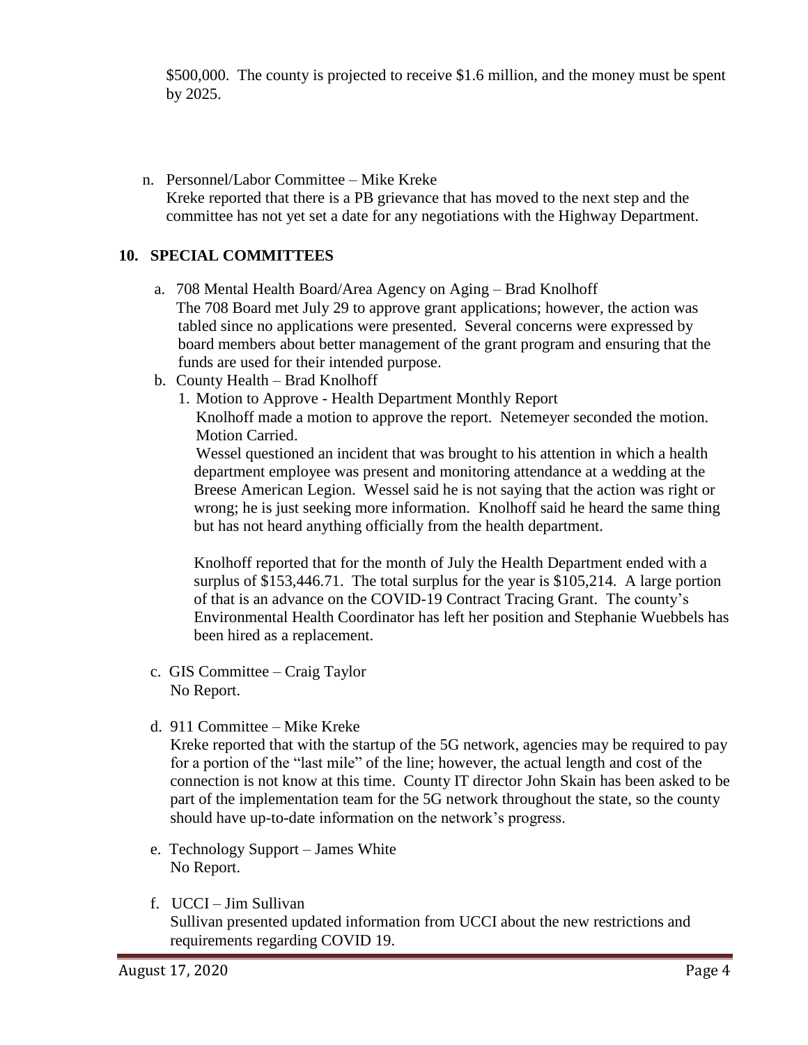$500,000. The county is projected to receive $1.6 million, and the money must be spent by 2025.

n. Personnel/Labor Committee – Mike Kreke
   Kreke reported that there is a PB grievance that has moved to the next step and the committee has not yet set a date for any negotiations with the Highway Department.

## 10. SPECIAL COMMITTEES

a. 708 Mental Health Board/Area Agency on Aging – Brad Knolhoff
   The 708 Board met July 29 to approve grant applications; however, the action was tabled since no applications were presented. Several concerns were expressed by board members about better management of the grant program and ensuring that the funds are used for their intended purpose.

b. County Health – Brad Knolhoff
   1. Motion to Approve - Health Department Monthly Report
      Knolhoff made a motion to approve the report. Netemeyer seconded the motion. Motion Carried.
      Wessel questioned an incident that was brought to his attention in which a health department employee was present and monitoring attendance at a wedding at the Breese American Legion. Wessel said he is not saying that the action was right or wrong; he is just seeking more information. Knolhoff said he heard the same thing but has not heard anything officially from the health department.

      Knolhoff reported that for the month of July the Health Department ended with a surplus of $153,446.71. The total surplus for the year is $105,214. A large portion of that is an advance on the COVID-19 Contract Tracing Grant. The county's Environmental Health Coordinator has left her position and Stephanie Wuebbels has been hired as a replacement.

c. GIS Committee – Craig Taylor
   No Report.

d. 911 Committee – Mike Kreke
   Kreke reported that with the startup of the 5G network, agencies may be required to pay for a portion of the "last mile" of the line; however, the actual length and cost of the connection is not know at this time. County IT director John Skain has been asked to be part of the implementation team for the 5G network throughout the state, so the county should have up-to-date information on the network's progress.

e. Technology Support – James White
   No Report.

f. UCCI – Jim Sullivan
   Sullivan presented updated information from UCCI about the new restrictions and requirements regarding COVID 19.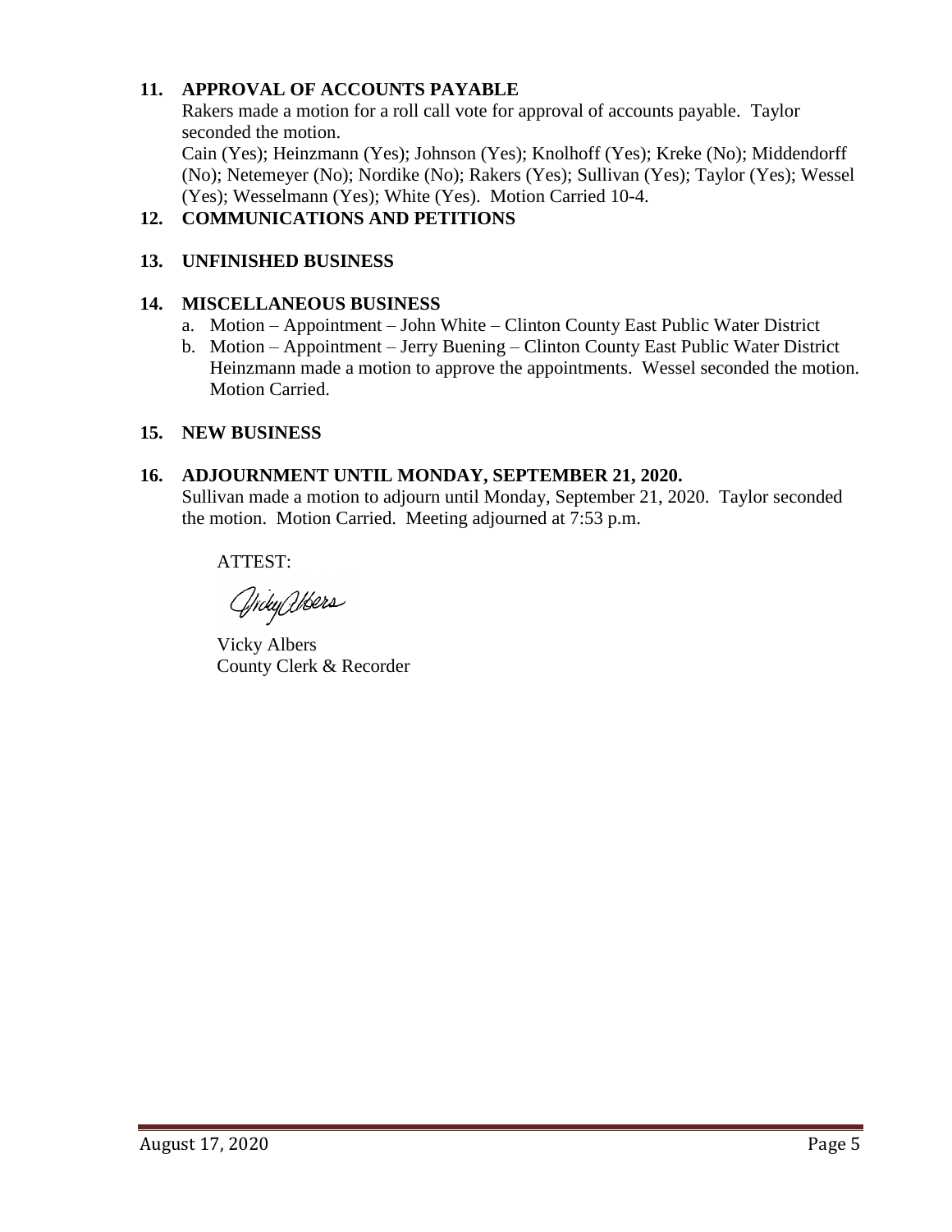## 11. APPROVAL OF ACCOUNTS PAYABLE

Rakers made a motion for a roll call vote for approval of accounts payable. Taylor seconded the motion.

Cain (Yes); Heinzmann (Yes); Johnson (Yes); Knolhoff (Yes); Kreke (No); Middendorff (No); Netemeyer (No); Nordike (No); Rakers (Yes); Sullivan (Yes); Taylor (Yes); Wessel (Yes); Wesselmann (Yes); White (Yes). Motion Carried 10-4.

## 12. COMMUNICATIONS AND PETITIONS

## 13. UNFINISHED BUSINESS

## 14. MISCELLANEOUS BUSINESS

a. Motion – Appointment – John White – Clinton County East Public Water District

b. Motion – Appointment – Jerry Buening – Clinton County East Public Water District

Heinzmann made a motion to approve the appointments. Wessel seconded the motion. Motion Carried.

## 15. NEW BUSINESS

## 16. ADJOURNMENT UNTIL MONDAY, SEPTEMBER 21, 2020.

Sullivan made a motion to adjourn until Monday, September 21, 2020. Taylor seconded the motion. Motion Carried. Meeting adjourned at 7:53 p.m.

ATTEST:

Vicky Albers

Vicky Albers
County Clerk & Recorder